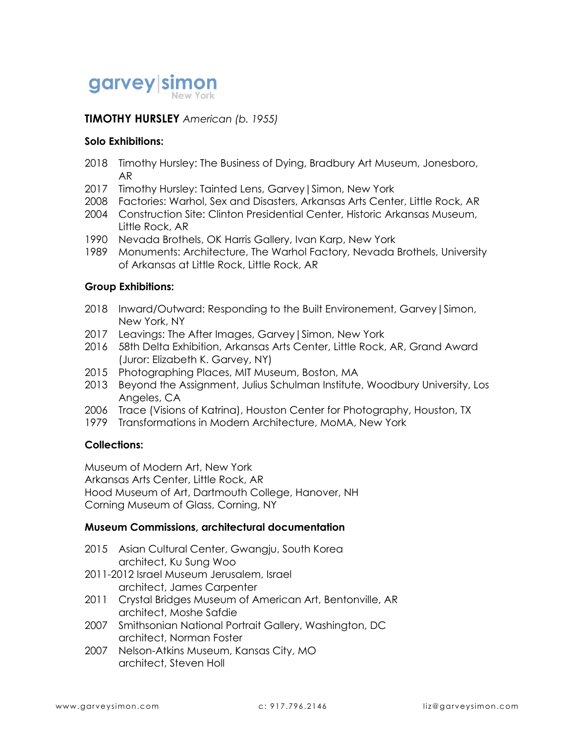garvey|simon
New York

**TIMOTHY HURSLEY** *American (b. 1955)*

**Solo Exhibitions:**

2018 Timothy Hursley: The Business of Dying, Bradbury Art Museum, Jonesboro, AR
2017 Timothy Hursley: Tainted Lens, Garvey|Simon, New York
2008 Factories: Warhol, Sex and Disasters, Arkansas Arts Center, Little Rock, AR
2004 Construction Site: Clinton Presidential Center, Historic Arkansas Museum, Little Rock, AR
1990 Nevada Brothels, OK Harris Gallery, Ivan Karp, New York
1989 Monuments: Architecture, The Warhol Factory, Nevada Brothels, University of Arkansas at Little Rock, Little Rock, AR

**Group Exhibitions:**

2018 Inward/Outward: Responding to the Built Environement, Garvey|Simon, New York, NY
2017 Leavings: The After Images, Garvey|Simon, New York
2016 58th Delta Exhibition, Arkansas Arts Center, Little Rock, AR, Grand Award (Juror: Elizabeth K. Garvey, NY)
2015 Photographing Places, MIT Museum, Boston, MA
2013 Beyond the Assignment, Julius Schulman Institute, Woodbury University, Los Angeles, CA
2006 Trace (Visions of Katrina), Houston Center for Photography, Houston, TX
1979 Transformations in Modern Architecture, MoMA, New York

**Collections:**

Museum of Modern Art, New York
Arkansas Arts Center, Little Rock, AR
Hood Museum of Art, Dartmouth College, Hanover, NH
Corning Museum of Glass, Corning, NY

**Museum Commissions, architectural documentation**

2015 Asian Cultural Center, Gwangju, South Korea
architect, Ku Sung Woo
2011-2012 Israel Museum Jerusalem, Israel
architect, James Carpenter
2011 Crystal Bridges Museum of American Art, Bentonville, AR
architect, Moshe Safdie
2007 Smithsonian National Portrait Gallery, Washington, DC
architect, Norman Foster
2007 Nelson-Atkins Museum, Kansas City, MO
architect, Steven Holl

www.garveysimon.com c: 917.796.2146 liz@garveysimon.com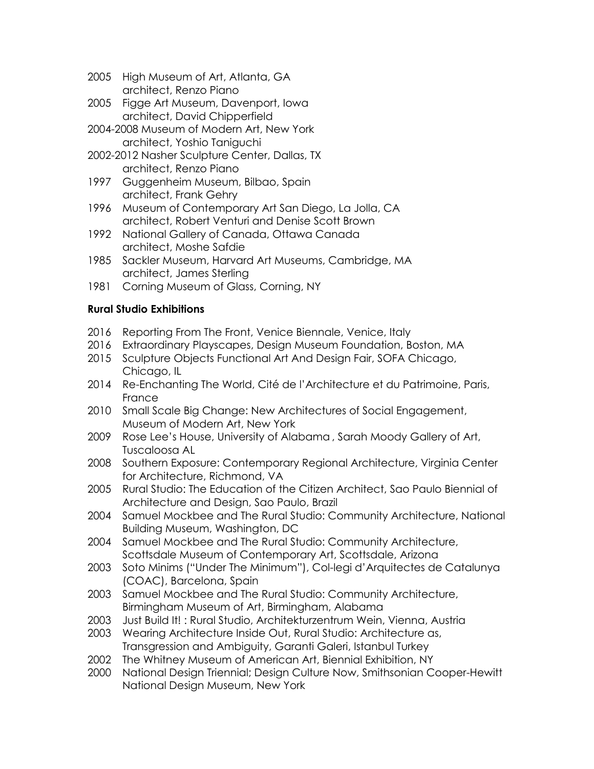2005 High Museum of Art, Atlanta, GA
architect, Renzo Piano

2005 Figge Art Museum, Davenport, Iowa
architect, David Chipperfield

2004-2008 Museum of Modern Art, New York
architect, Yoshio Taniguchi

2002-2012 Nasher Sculpture Center, Dallas, TX
architect, Renzo Piano

1997 Guggenheim Museum, Bilbao, Spain
architect, Frank Gehry

1996 Museum of Contemporary Art San Diego, La Jolla, CA
architect, Robert Venturi and Denise Scott Brown

1992 National Gallery of Canada, Ottawa Canada
architect, Moshe Safdie

1985 Sackler Museum, Harvard Art Museums, Cambridge, MA
architect, James Sterling

1981 Corning Museum of Glass, Corning, NY

**Rural Studio Exhibitions**

2016 Reporting From The Front, Venice Biennale, Venice, Italy

2016 Extraordinary Playscapes, Design Museum Foundation, Boston, MA

2015 Sculpture Objects Functional Art And Design Fair, SOFA Chicago, Chicago, IL

2014 Re-Enchanting The World, Cité de l'Architecture et du Patrimoine, Paris, France

2010 Small Scale Big Change: New Architectures of Social Engagement, Museum of Modern Art, New York

2009 Rose Lee's House, University of Alabama , Sarah Moody Gallery of Art, Tuscaloosa AL

2008 Southern Exposure: Contemporary Regional Architecture, Virginia Center for Architecture, Richmond, VA

2005 Rural Studio: The Education of the Citizen Architect, Sao Paulo Biennial of Architecture and Design, Sao Paulo, Brazil

2004 Samuel Mockbee and The Rural Studio: Community Architecture, National Building Museum, Washington, DC

2004 Samuel Mockbee and The Rural Studio: Community Architecture, Scottsdale Museum of Contemporary Art, Scottsdale, Arizona

2003 Soto Minims ("Under The Minimum"), Col-legi d'Arquitectes de Catalunya (COAC), Barcelona, Spain

2003 Samuel Mockbee and The Rural Studio: Community Architecture, Birmingham Museum of Art, Birmingham, Alabama

2003 Just Build It! : Rural Studio, Architekturzentrum Wein, Vienna, Austria

2003 Wearing Architecture Inside Out, Rural Studio: Architecture as, Transgression and Ambiguity, Garanti Galeri, Istanbul Turkey

2002 The Whitney Museum of American Art, Biennial Exhibition, NY

2000 National Design Triennial; Design Culture Now, Smithsonian Cooper-Hewitt National Design Museum, New York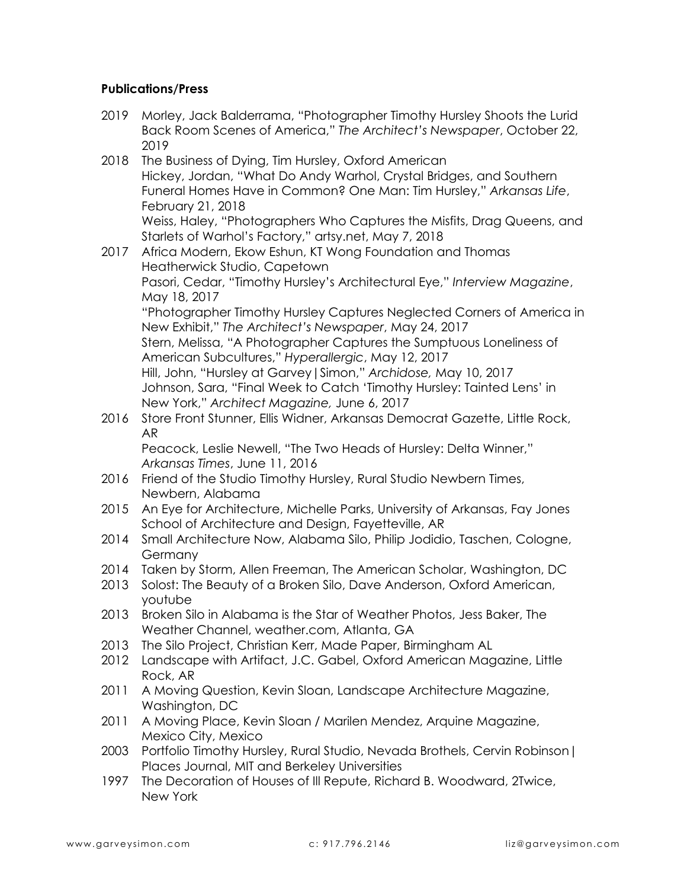**Publications/Press**

2019 Morley, Jack Balderrama, "Photographer Timothy Hursley Shoots the Lurid Back Room Scenes of America," *The Architect's Newspaper*, October 22, 2019

2018 The Business of Dying, Tim Hursley, Oxford American
Hickey, Jordan, "What Do Andy Warhol, Crystal Bridges, and Southern Funeral Homes Have in Common? One Man: Tim Hursley," *Arkansas Life*, February 21, 2018
Weiss, Haley, "Photographers Who Captures the Misfits, Drag Queens, and Starlets of Warhol's Factory," artsy.net, May 7, 2018

2017 Africa Modern, Ekow Eshun, KT Wong Foundation and Thomas Heatherwick Studio, Capetown
Pasori, Cedar, "Timothy Hursley's Architectural Eye," *Interview Magazine*, May 18, 2017
"Photographer Timothy Hursley Captures Neglected Corners of America in New Exhibit," *The Architect's Newspaper*, May 24, 2017
Stern, Melissa, "A Photographer Captures the Sumptuous Loneliness of American Subcultures," *Hyperallergic*, May 12, 2017
Hill, John, "Hursley at Garvey|Simon," *Archidose*, May 10, 2017
Johnson, Sara, "Final Week to Catch 'Timothy Hursley: Tainted Lens' in New York," *Architect Magazine*, June 6, 2017

2016 Store Front Stunner, Ellis Widner, Arkansas Democrat Gazette, Little Rock, AR
Peacock, Leslie Newell, "The Two Heads of Hursley: Delta Winner," *Arkansas Times*, June 11, 2016

2016 Friend of the Studio Timothy Hursley, Rural Studio Newbern Times, Newbern, Alabama

2015 An Eye for Architecture, Michelle Parks, University of Arkansas, Fay Jones School of Architecture and Design, Fayetteville, AR

2014 Small Architecture Now, Alabama Silo, Philip Jodidio, Taschen, Cologne, Germany

2014 Taken by Storm, Allen Freeman, The American Scholar, Washington, DC

2013 Solost: The Beauty of a Broken Silo, Dave Anderson, Oxford American, youtube

2013 Broken Silo in Alabama is the Star of Weather Photos, Jess Baker, The Weather Channel, weather.com, Atlanta, GA

2013 The Silo Project, Christian Kerr, Made Paper, Birmingham AL

2012 Landscape with Artifact, J.C. Gabel, Oxford American Magazine, Little Rock, AR

2011 A Moving Question, Kevin Sloan, Landscape Architecture Magazine, Washington, DC

2011 A Moving Place, Kevin Sloan / Marilen Mendez, Arquine Magazine, Mexico City, Mexico

2003 Portfolio Timothy Hursley, Rural Studio, Nevada Brothels, Cervin Robinson| Places Journal, MIT and Berkeley Universities

1997 The Decoration of Houses of Ill Repute, Richard B. Woodward, 2Twice, New York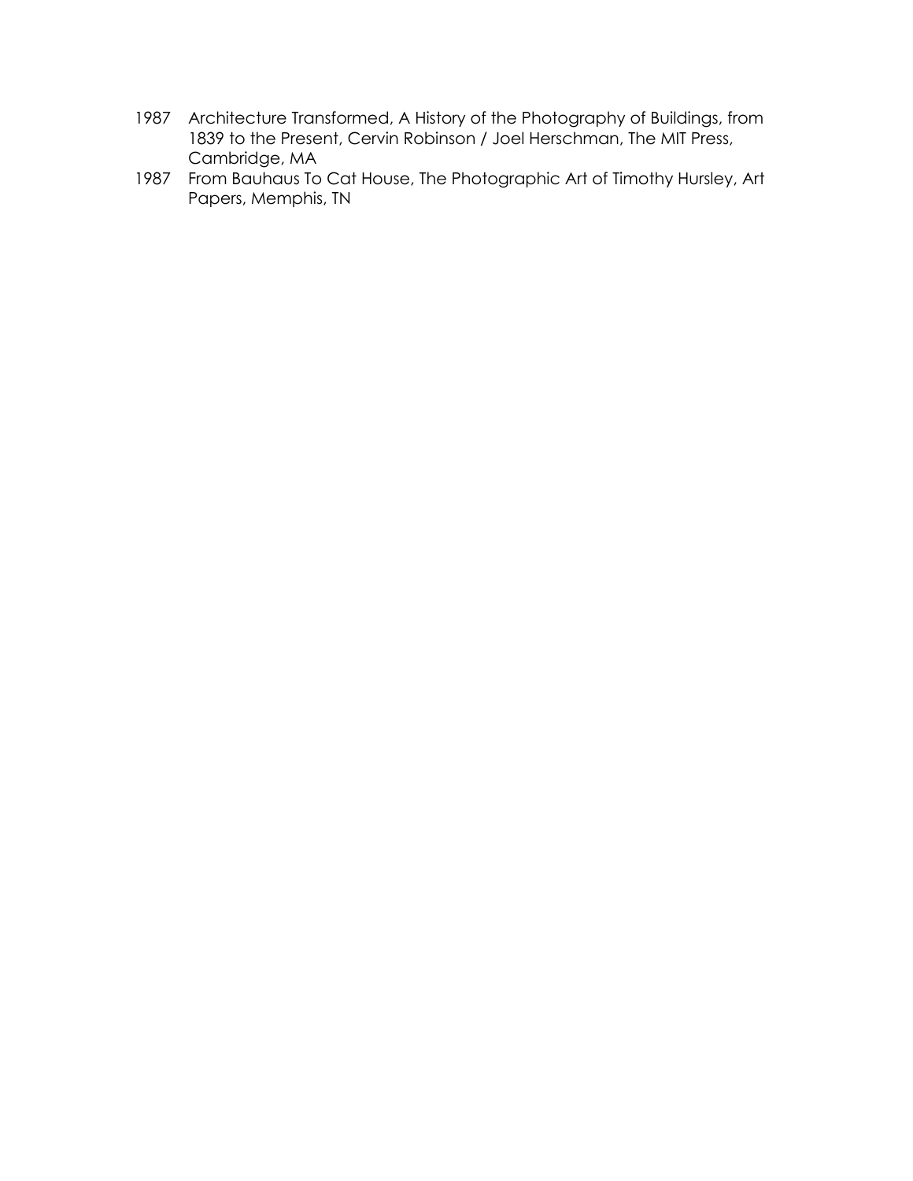1987 Architecture Transformed, A History of the Photography of Buildings, from 1839 to the Present, Cervin Robinson / Joel Herschman, The MIT Press, Cambridge, MA

1987 From Bauhaus To Cat House, The Photographic Art of Timothy Hursley, Art Papers, Memphis, TN